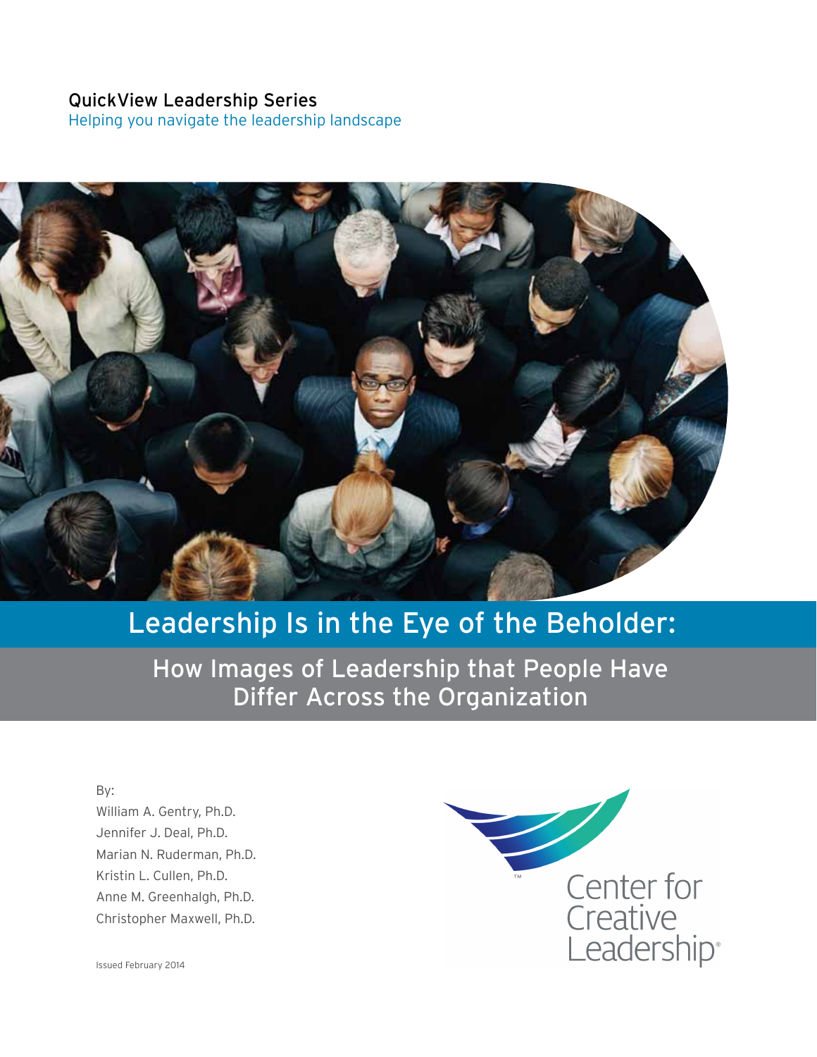QuickView Leadership Series

Helping you navigate the leadership landscape

# Leadership Is in the Eye of the Beholder:

## How Images of Leadership that People Have Differ Across the Organization

By:

William A. Gentry, Ph.D.
Jennifer J. Deal, Ph.D.
Marian N. Ruderman, Ph.D.
Kristin L. Cullen, Ph.D.
Anne M. Greenhalgh, Ph.D.
Christopher Maxwell, Ph.D.

Issued February 2014

Center for Creative Leadership®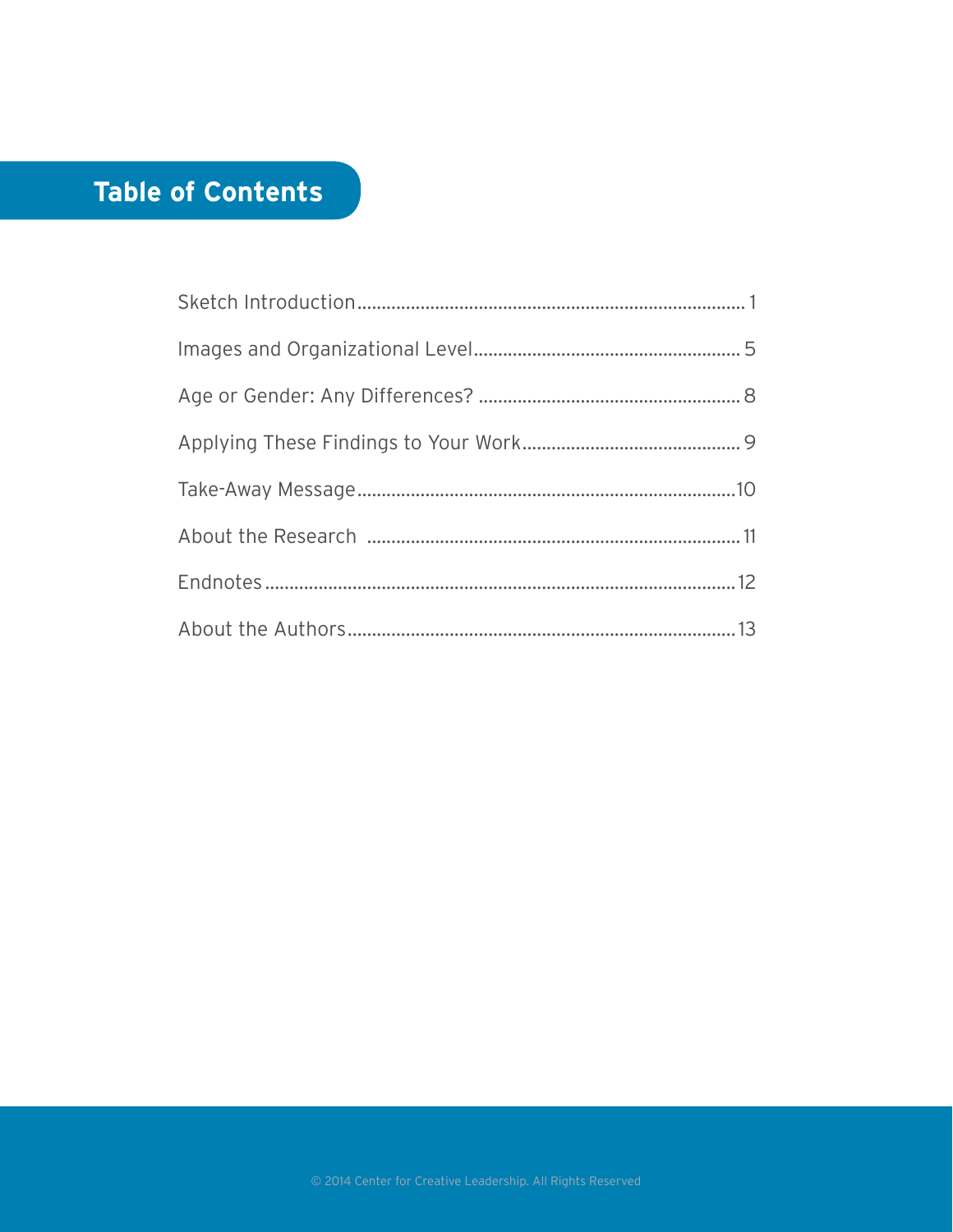# Table of Contents

Sketch Introduction .............................................................................. 1

Images and Organizational Level ....................................................... 5

Age or Gender: Any Differences? ...................................................... 8

Applying These Findings to Your Work ............................................. 9

Take-Away Message .............................................................................10

About the Research .............................................................................11

Endnotes ................................................................................................12

About the Authors ...............................................................................13

© 2014 Center for Creative Leadership. All Rights Reserved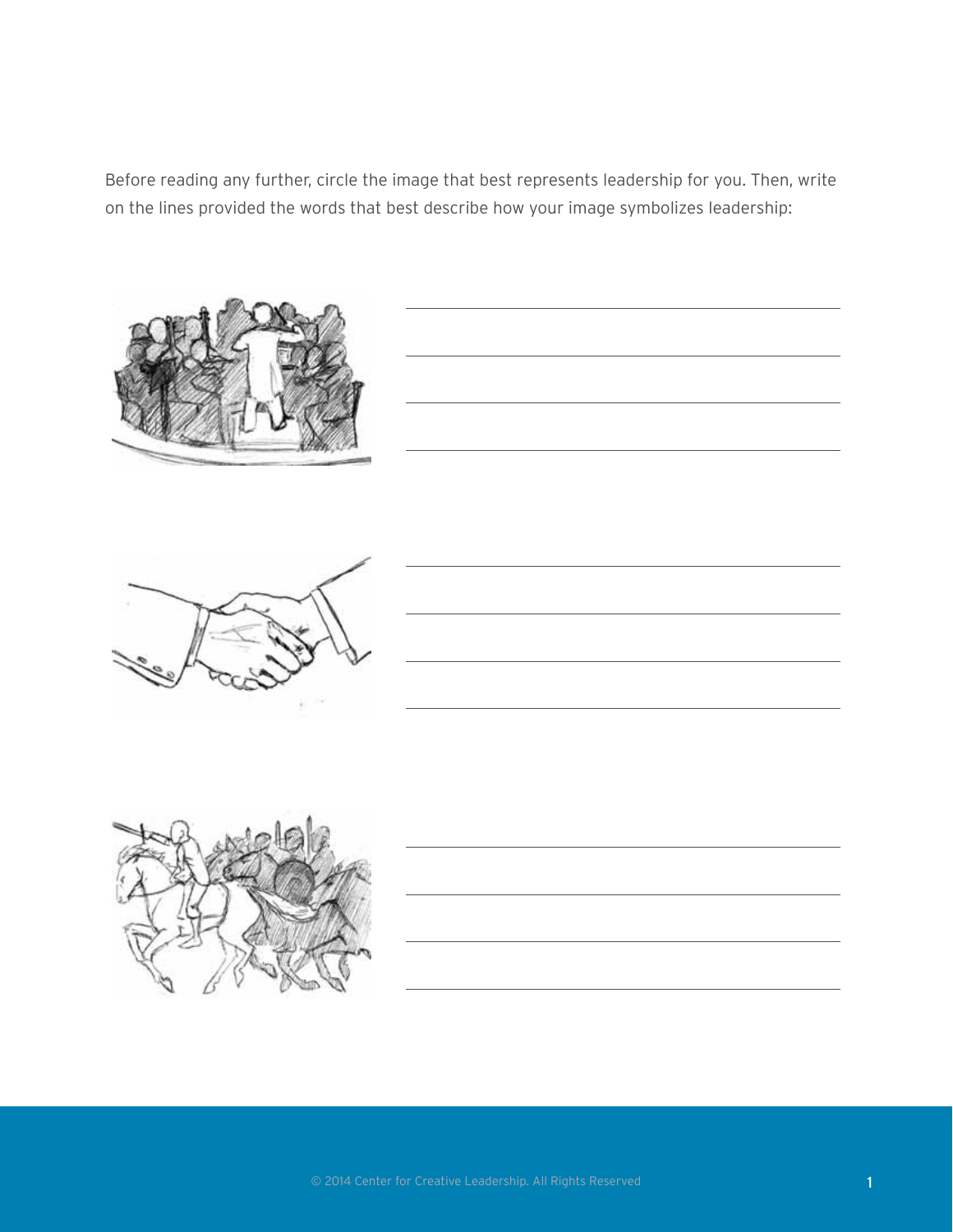Before reading any further, circle the image that best represents leadership for you. Then, write on the lines provided the words that best describe how your image symbolizes leadership:

\_\_\_\_\_\_\_\_\_\_\_\_\_\_\_\_\_\_\_\_\_\_\_\_\_\_\_\_\_\_\_\_\_\_\_\_\_\_\_\_

\_\_\_\_\_\_\_\_\_\_\_\_\_\_\_\_\_\_\_\_\_\_\_\_\_\_\_\_\_\_\_\_\_\_\_\_\_\_\_\_

\_\_\_\_\_\_\_\_\_\_\_\_\_\_\_\_\_\_\_\_\_\_\_\_\_\_\_\_\_\_\_\_\_\_\_\_\_\_\_\_

\_\_\_\_\_\_\_\_\_\_\_\_\_\_\_\_\_\_\_\_\_\_\_\_\_\_\_\_\_\_\_\_\_\_\_\_\_\_\_\_

\_\_\_\_\_\_\_\_\_\_\_\_\_\_\_\_\_\_\_\_\_\_\_\_\_\_\_\_\_\_\_\_\_\_\_\_\_\_\_\_

\_\_\_\_\_\_\_\_\_\_\_\_\_\_\_\_\_\_\_\_\_\_\_\_\_\_\_\_\_\_\_\_\_\_\_\_\_\_\_\_

\_\_\_\_\_\_\_\_\_\_\_\_\_\_\_\_\_\_\_\_\_\_\_\_\_\_\_\_\_\_\_\_\_\_\_\_\_\_\_\_

\_\_\_\_\_\_\_\_\_\_\_\_\_\_\_\_\_\_\_\_\_\_\_\_\_\_\_\_\_\_\_\_\_\_\_\_\_\_\_\_

\_\_\_\_\_\_\_\_\_\_\_\_\_\_\_\_\_\_\_\_\_\_\_\_\_\_\_\_\_\_\_\_\_\_\_\_\_\_\_\_

\_\_\_\_\_\_\_\_\_\_\_\_\_\_\_\_\_\_\_\_\_\_\_\_\_\_\_\_\_\_\_\_\_\_\_\_\_\_\_\_

\_\_\_\_\_\_\_\_\_\_\_\_\_\_\_\_\_\_\_\_\_\_\_\_\_\_\_\_\_\_\_\_\_\_\_\_\_\_\_\_

\_\_\_\_\_\_\_\_\_\_\_\_\_\_\_\_\_\_\_\_\_\_\_\_\_\_\_\_\_\_\_\_\_\_\_\_\_\_\_\_

© 2014 Center for Creative Leadership. All Rights Reserved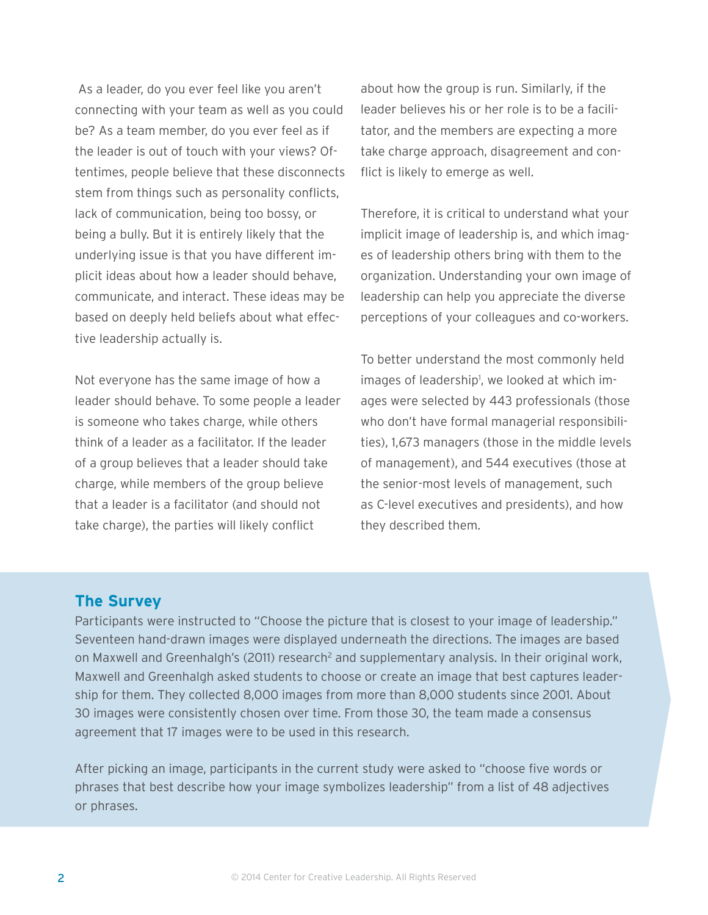As a leader, do you ever feel like you aren't connecting with your team as well as you could be? As a team member, do you ever feel as if the leader is out of touch with your views? Oftentimes, people believe that these disconnects stem from things such as personality conflicts, lack of communication, being too bossy, or being a bully. But it is entirely likely that the underlying issue is that you have different implicit ideas about how a leader should behave, communicate, and interact. These ideas may be based on deeply held beliefs about what effective leadership actually is.

Not everyone has the same image of how a leader should behave. To some people a leader is someone who takes charge, while others think of a leader as a facilitator. If the leader of a group believes that a leader should take charge, while members of the group believe that a leader is a facilitator (and should not take charge), the parties will likely conflict about how the group is run. Similarly, if the leader believes his or her role is to be a facilitator, and the members are expecting a more take charge approach, disagreement and conflict is likely to emerge as well.

Therefore, it is critical to understand what your implicit image of leadership is, and which images of leadership others bring with them to the organization. Understanding your own image of leadership can help you appreciate the diverse perceptions of your colleagues and co-workers.

To better understand the most commonly held images of leadership[1], we looked at which images were selected by 443 professionals (those who don't have formal managerial responsibilities), 1,673 managers (those in the middle levels of management), and 544 executives (those at the senior-most levels of management, such as C-level executives and presidents), and how they described them.

## The Survey

Participants were instructed to "Choose the picture that is closest to your image of leadership." Seventeen hand-drawn images were displayed underneath the directions. The images are based on Maxwell and Greenhalgh's (2011) research[2] and supplementary analysis. In their original work, Maxwell and Greenhalgh asked students to choose or create an image that best captures leadership for them. They collected 8,000 images from more than 8,000 students since 2001. About 30 images were consistently chosen over time. From those 30, the team made a consensus agreement that 17 images were to be used in this research.

After picking an image, participants in the current study were asked to "choose five words or phrases that best describe how your image symbolizes leadership" from a list of 48 adjectives or phrases.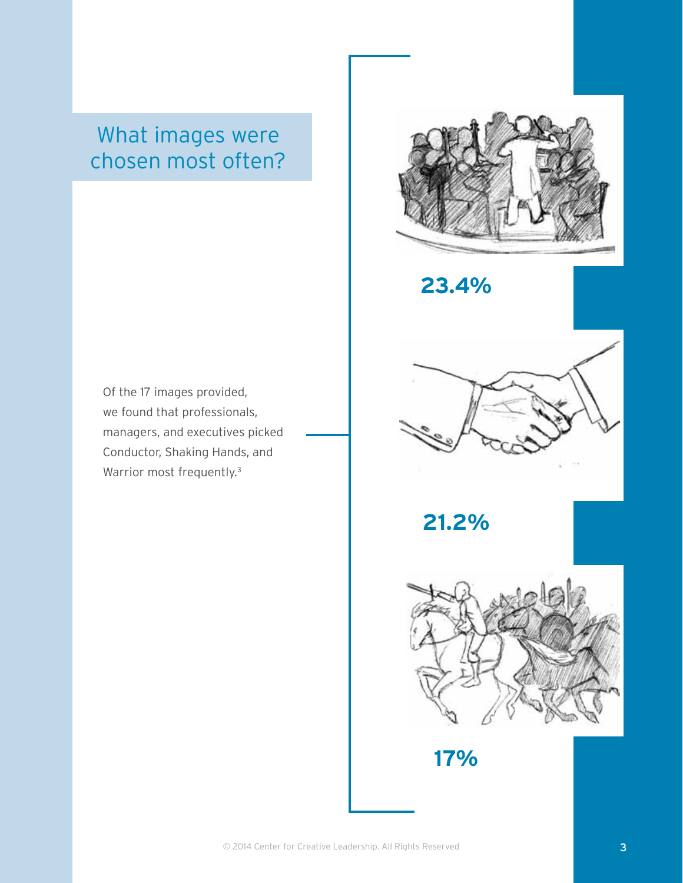## What images were chosen most often?

Of the 17 images provided, we found that professionals, managers, and executives picked Conductor, Shaking Hands, and Warrior most frequently.[3]

**23.4%**

**21.2%**

**17%**

© 2014 Center for Creative Leadership. All Rights Reserved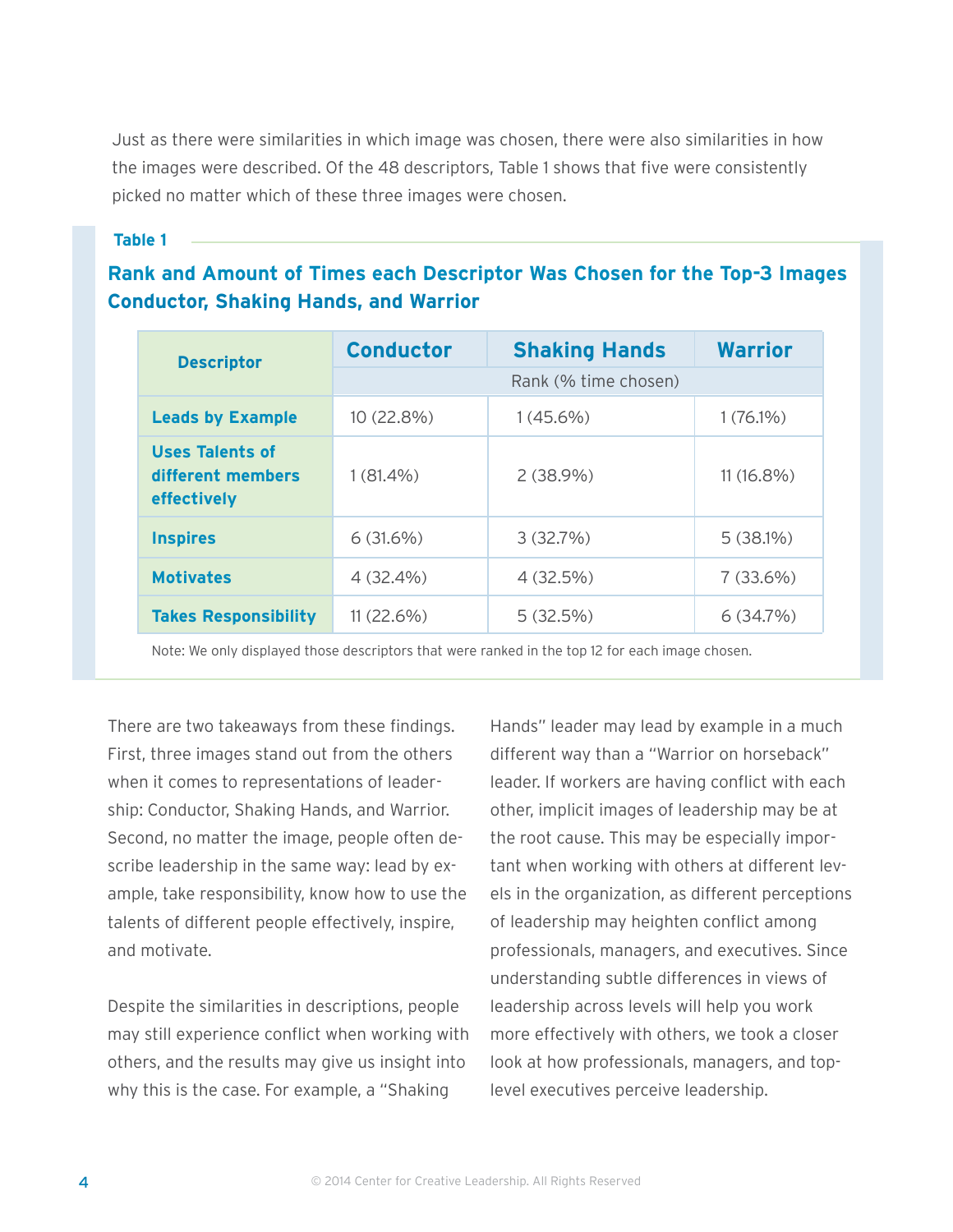Just as there were similarities in which image was chosen, there were also similarities in how the images were described. Of the 48 descriptors, Table 1 shows that five were consistently picked no matter which of these three images were chosen.

**Table 1**

**Rank and Amount of Times each Descriptor Was Chosen for the Top-3 Images Conductor, Shaking Hands, and Warrior**

| Descriptor | Conductor | Shaking Hands | Warrior |
|---|---|---|---|
| | Rank (% time chosen) | | |
| **Leads by Example** | 10 (22.8%) | 1 (45.6%) | 1 (76.1%) |
| **Uses Talents of different members effectively** | 1 (81.4%) | 2 (38.9%) | 11 (16.8%) |
| **Inspires** | 6 (31.6%) | 3 (32.7%) | 5 (38.1%) |
| **Motivates** | 4 (32.4%) | 4 (32.5%) | 7 (33.6%) |
| **Takes Responsibility** | 11 (22.6%) | 5 (32.5%) | 6 (34.7%) |

Note: We only displayed those descriptors that were ranked in the top 12 for each image chosen.

There are two takeaways from these findings. First, three images stand out from the others when it comes to representations of leadership: Conductor, Shaking Hands, and Warrior. Second, no matter the image, people often describe leadership in the same way: lead by example, take responsibility, know how to use the talents of different people effectively, inspire, and motivate.

Despite the similarities in descriptions, people may still experience conflict when working with others, and the results may give us insight into why this is the case. For example, a "Shaking Hands" leader may lead by example in a much different way than a "Warrior on horseback" leader. If workers are having conflict with each other, implicit images of leadership may be at the root cause. This may be especially important when working with others at different levels in the organization, as different perceptions of leadership may heighten conflict among professionals, managers, and executives. Since understanding subtle differences in views of leadership across levels will help you work more effectively with others, we took a closer look at how professionals, managers, and top-level executives perceive leadership.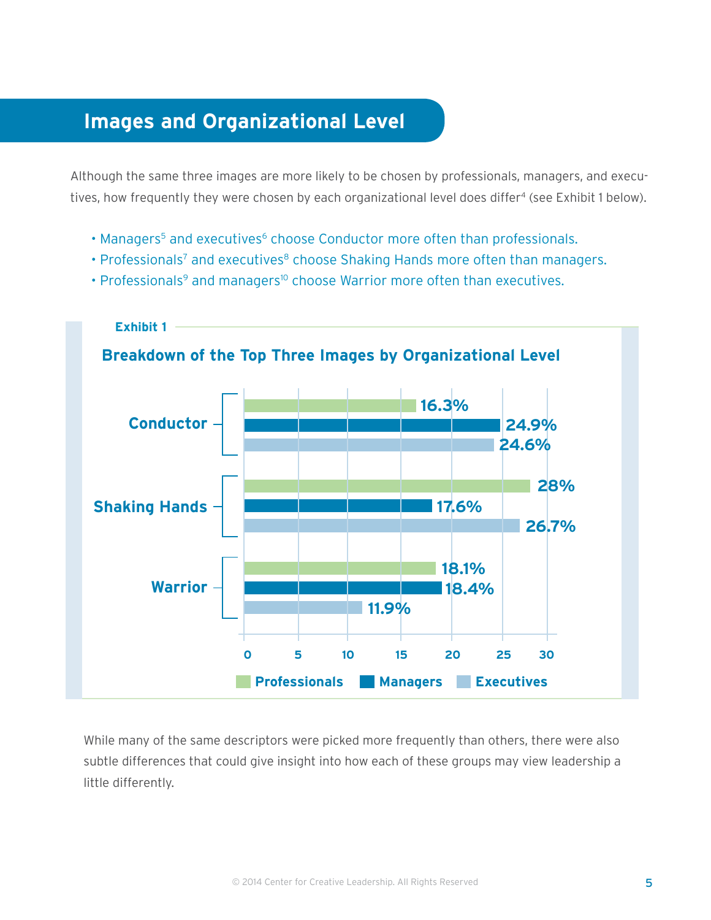## Images and Organizational Level

Although the same three images are more likely to be chosen by professionals, managers, and executives, how frequently they were chosen by each organizational level does differ[4] (see Exhibit 1 below).

- Managers[5] and executives[6] choose Conductor more often than professionals.
- Professionals[7] and executives[8] choose Shaking Hands more often than managers.
- Professionals[9] and managers[10] choose Warrior more often than executives.

**Exhibit 1**

**Breakdown of the Top Three Images by Organizational Level**

| Image | Professionals | Managers | Executives |
|---|---|---|---|
| Conductor | 16.3% | 24.9% | 24.6% |
| Shaking Hands | 28% | 17.6% | 26.7% |
| Warrior | 18.1% | 18.4% | 11.9% |

While many of the same descriptors were picked more frequently than others, there were also subtle differences that could give insight into how each of these groups may view leadership a little differently.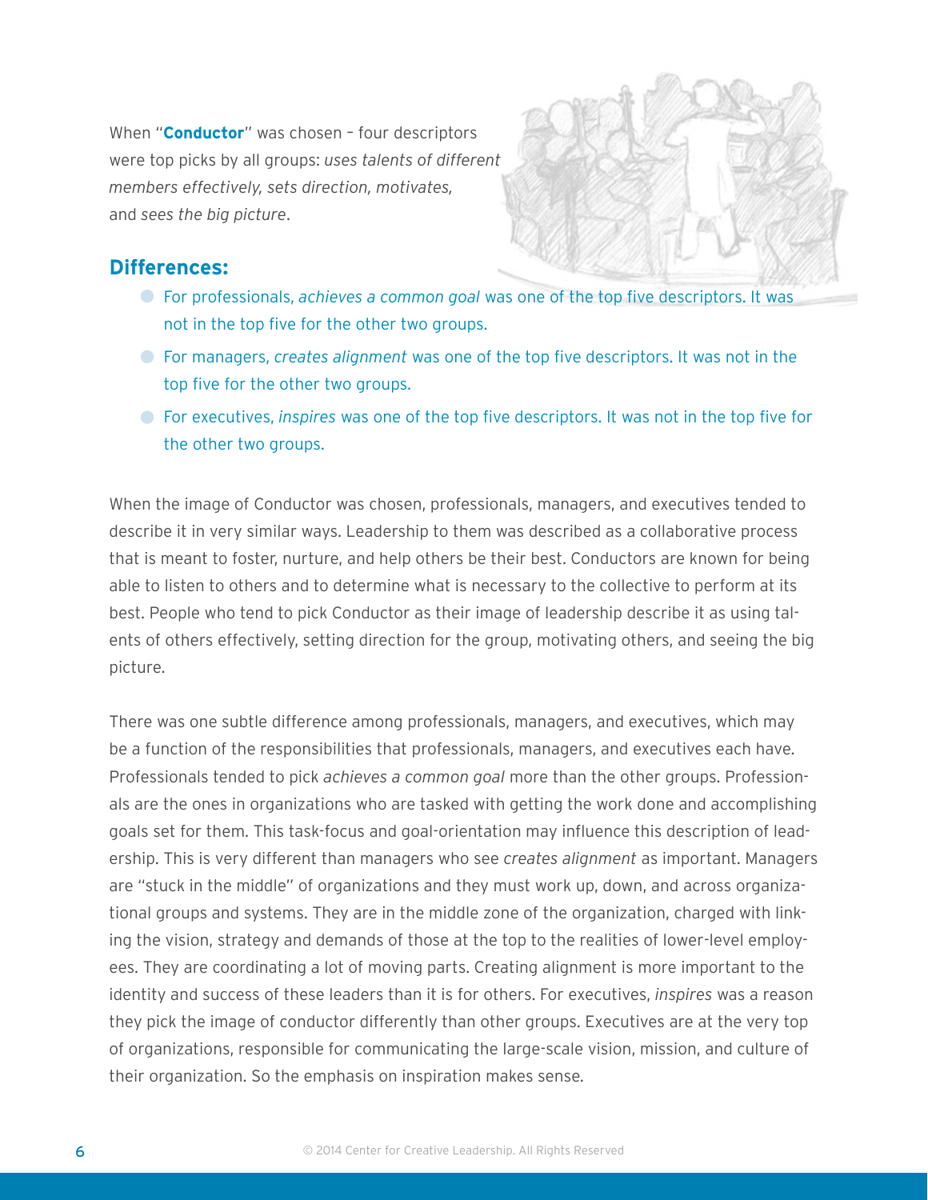When "**Conductor**" was chosen – four descriptors were top picks by all groups: *uses talents of different members effectively, sets direction, motivates,* and *sees the big picture*.

## Differences:

- For professionals, *achieves a common goal* was one of the top five descriptors. It was not in the top five for the other two groups.
- For managers, *creates alignment* was one of the top five descriptors. It was not in the top five for the other two groups.
- For executives, *inspires* was one of the top five descriptors. It was not in the top five for the other two groups.

When the image of Conductor was chosen, professionals, managers, and executives tended to describe it in very similar ways. Leadership to them was described as a collaborative process that is meant to foster, nurture, and help others be their best. Conductors are known for being able to listen to others and to determine what is necessary to the collective to perform at its best. People who tend to pick Conductor as their image of leadership describe it as using talents of others effectively, setting direction for the group, motivating others, and seeing the big picture.

There was one subtle difference among professionals, managers, and executives, which may be a function of the responsibilities that professionals, managers, and executives each have. Professionals tended to pick *achieves a common goal* more than the other groups. Professionals are the ones in organizations who are tasked with getting the work done and accomplishing goals set for them. This task-focus and goal-orientation may influence this description of leadership. This is very different than managers who see *creates alignment* as important. Managers are "stuck in the middle" of organizations and they must work up, down, and across organizational groups and systems. They are in the middle zone of the organization, charged with linking the vision, strategy and demands of those at the top to the realities of lower-level employees. They are coordinating a lot of moving parts. Creating alignment is more important to the identity and success of these leaders than it is for others. For executives, *inspires* was a reason they pick the image of conductor differently than other groups. Executives are at the very top of organizations, responsible for communicating the large-scale vision, mission, and culture of their organization. So the emphasis on inspiration makes sense.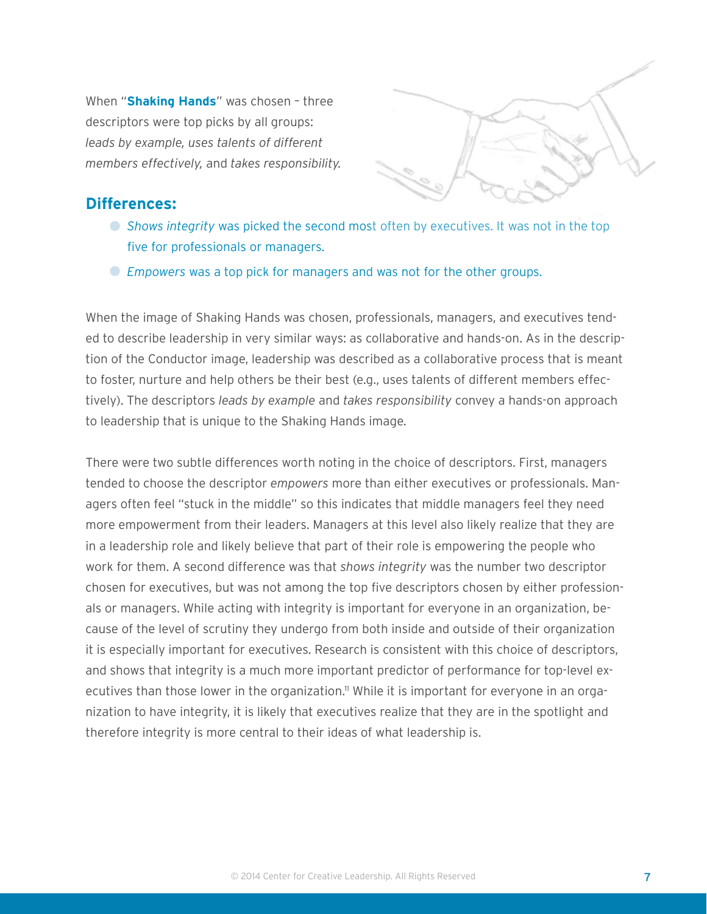When "**Shaking Hands**" was chosen – three descriptors were top picks by all groups: *leads by example, uses talents of different members effectively,* and *takes responsibility.*

## Differences:

- *Shows integrity* was picked the second most often by executives. It was not in the top five for professionals or managers.
- *Empowers* was a top pick for managers and was not for the other groups.

When the image of Shaking Hands was chosen, professionals, managers, and executives tended to describe leadership in very similar ways: as collaborative and hands-on. As in the description of the Conductor image, leadership was described as a collaborative process that is meant to foster, nurture and help others be their best (e.g., uses talents of different members effectively). The descriptors *leads by example* and *takes responsibility* convey a hands-on approach to leadership that is unique to the Shaking Hands image.

There were two subtle differences worth noting in the choice of descriptors. First, managers tended to choose the descriptor *empowers* more than either executives or professionals. Managers often feel "stuck in the middle" so this indicates that middle managers feel they need more empowerment from their leaders. Managers at this level also likely realize that they are in a leadership role and likely believe that part of their role is empowering the people who work for them. A second difference was that *shows integrity* was the number two descriptor chosen for executives, but was not among the top five descriptors chosen by either professionals or managers. While acting with integrity is important for everyone in an organization, because of the level of scrutiny they undergo from both inside and outside of their organization it is especially important for executives. Research is consistent with this choice of descriptors, and shows that integrity is a much more important predictor of performance for top-level executives than those lower in the organization.[11] While it is important for everyone in an organization to have integrity, it is likely that executives realize that they are in the spotlight and therefore integrity is more central to their ideas of what leadership is.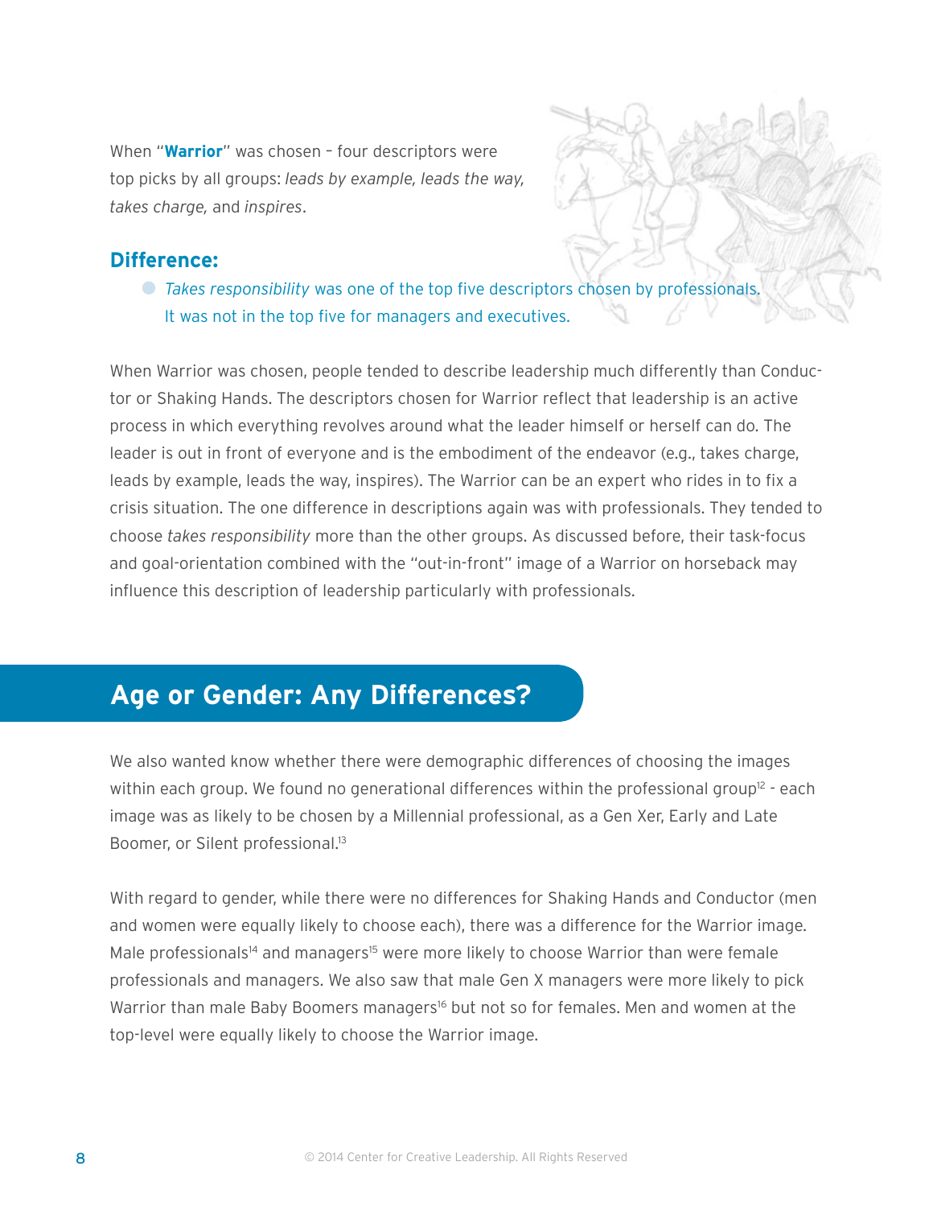When "**Warrior**" was chosen – four descriptors were top picks by all groups: *leads by example, leads the way, takes charge,* and *inspires*.

### Difference:

- *Takes responsibility* was one of the top five descriptors chosen by professionals. It was not in the top five for managers and executives.

When Warrior was chosen, people tended to describe leadership much differently than Conductor or Shaking Hands. The descriptors chosen for Warrior reflect that leadership is an active process in which everything revolves around what the leader himself or herself can do. The leader is out in front of everyone and is the embodiment of the endeavor (e.g., takes charge, leads by example, leads the way, inspires). The Warrior can be an expert who rides in to fix a crisis situation. The one difference in descriptions again was with professionals. They tended to choose *takes responsibility* more than the other groups. As discussed before, their task-focus and goal-orientation combined with the "out-in-front" image of a Warrior on horseback may influence this description of leadership particularly with professionals.

## Age or Gender: Any Differences?

We also wanted know whether there were demographic differences of choosing the images within each group. We found no generational differences within the professional group[12] - each image was as likely to be chosen by a Millennial professional, as a Gen Xer, Early and Late Boomer, or Silent professional.[13]

With regard to gender, while there were no differences for Shaking Hands and Conductor (men and women were equally likely to choose each), there was a difference for the Warrior image. Male professionals[14] and managers[15] were more likely to choose Warrior than were female professionals and managers. We also saw that male Gen X managers were more likely to pick Warrior than male Baby Boomers managers[16] but not so for females. Men and women at the top-level were equally likely to choose the Warrior image.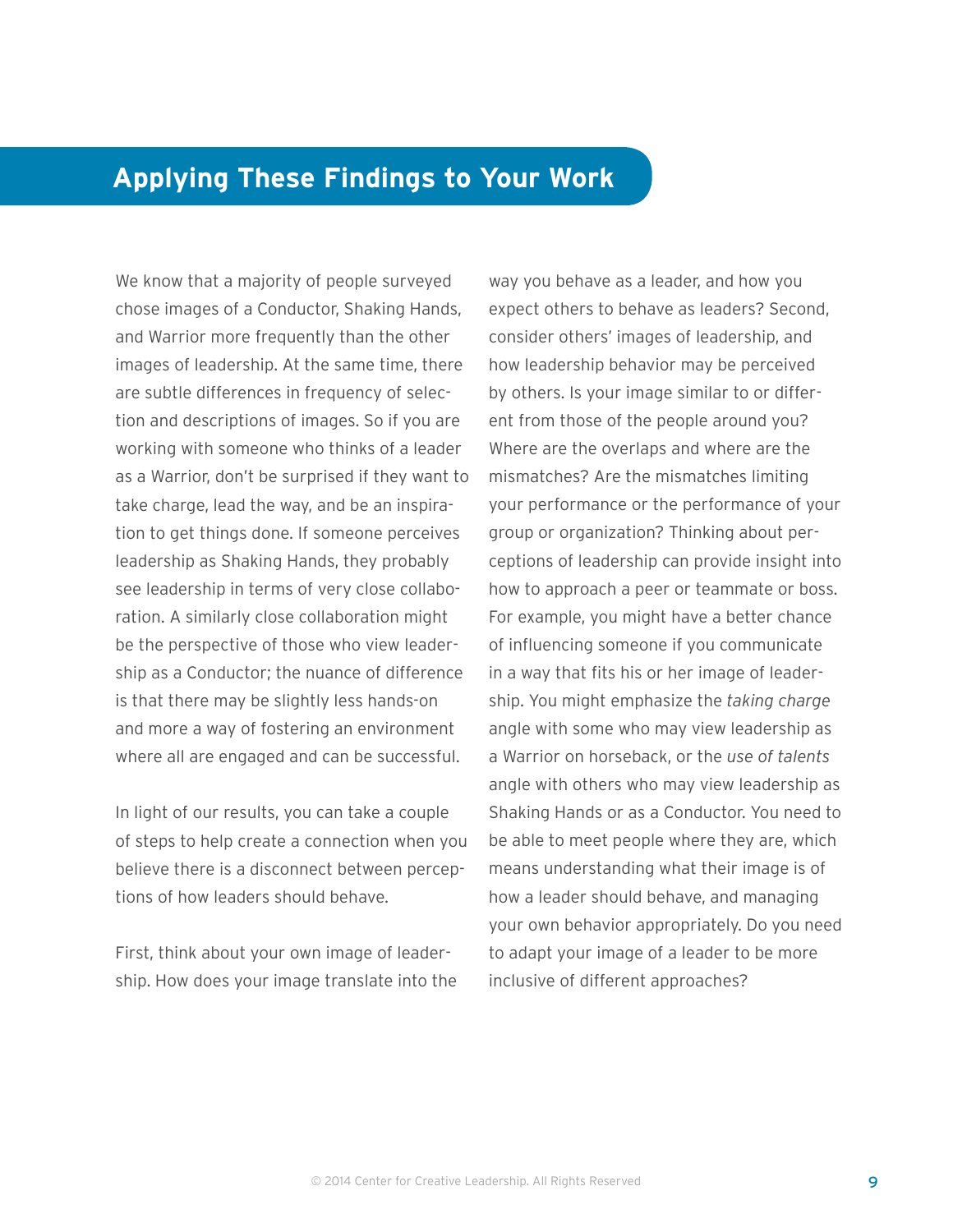## Applying These Findings to Your Work

We know that a majority of people surveyed chose images of a Conductor, Shaking Hands, and Warrior more frequently than the other images of leadership. At the same time, there are subtle differences in frequency of selection and descriptions of images. So if you are working with someone who thinks of a leader as a Warrior, don't be surprised if they want to take charge, lead the way, and be an inspiration to get things done. If someone perceives leadership as Shaking Hands, they probably see leadership in terms of very close collaboration. A similarly close collaboration might be the perspective of those who view leadership as a Conductor; the nuance of difference is that there may be slightly less hands-on and more a way of fostering an environment where all are engaged and can be successful.

In light of our results, you can take a couple of steps to help create a connection when you believe there is a disconnect between perceptions of how leaders should behave.

First, think about your own image of leadership. How does your image translate into the way you behave as a leader, and how you expect others to behave as leaders? Second, consider others' images of leadership, and how leadership behavior may be perceived by others. Is your image similar to or different from those of the people around you? Where are the overlaps and where are the mismatches? Are the mismatches limiting your performance or the performance of your group or organization? Thinking about perceptions of leadership can provide insight into how to approach a peer or teammate or boss. For example, you might have a better chance of influencing someone if you communicate in a way that fits his or her image of leadership. You might emphasize the *taking charge* angle with some who may view leadership as a Warrior on horseback, or the *use of talents* angle with others who may view leadership as Shaking Hands or as a Conductor. You need to be able to meet people where they are, which means understanding what their image is of how a leader should behave, and managing your own behavior appropriately. Do you need to adapt your image of a leader to be more inclusive of different approaches?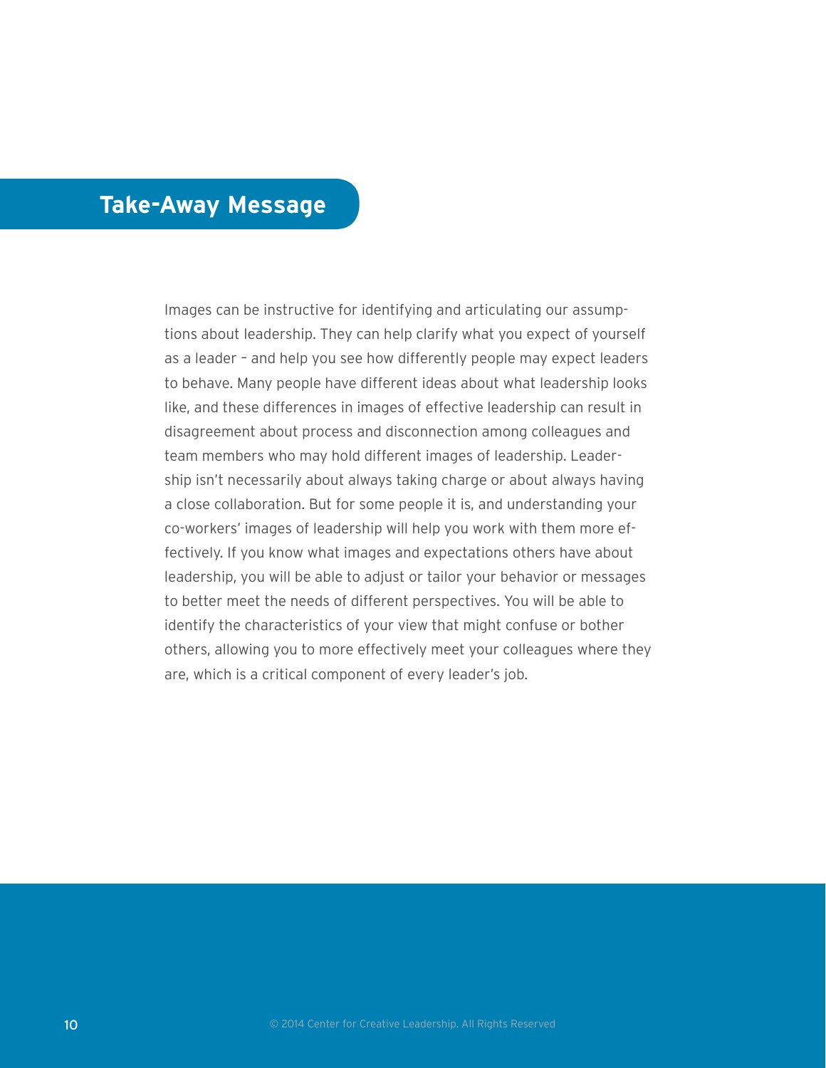## Take-Away Message

Images can be instructive for identifying and articulating our assumptions about leadership. They can help clarify what you expect of yourself as a leader – and help you see how differently people may expect leaders to behave. Many people have different ideas about what leadership looks like, and these differences in images of effective leadership can result in disagreement about process and disconnection among colleagues and team members who may hold different images of leadership. Leadership isn't necessarily about always taking charge or about always having a close collaboration. But for some people it is, and understanding your co-workers' images of leadership will help you work with them more effectively. If you know what images and expectations others have about leadership, you will be able to adjust or tailor your behavior or messages to better meet the needs of different perspectives. You will be able to identify the characteristics of your view that might confuse or bother others, allowing you to more effectively meet your colleagues where they are, which is a critical component of every leader's job.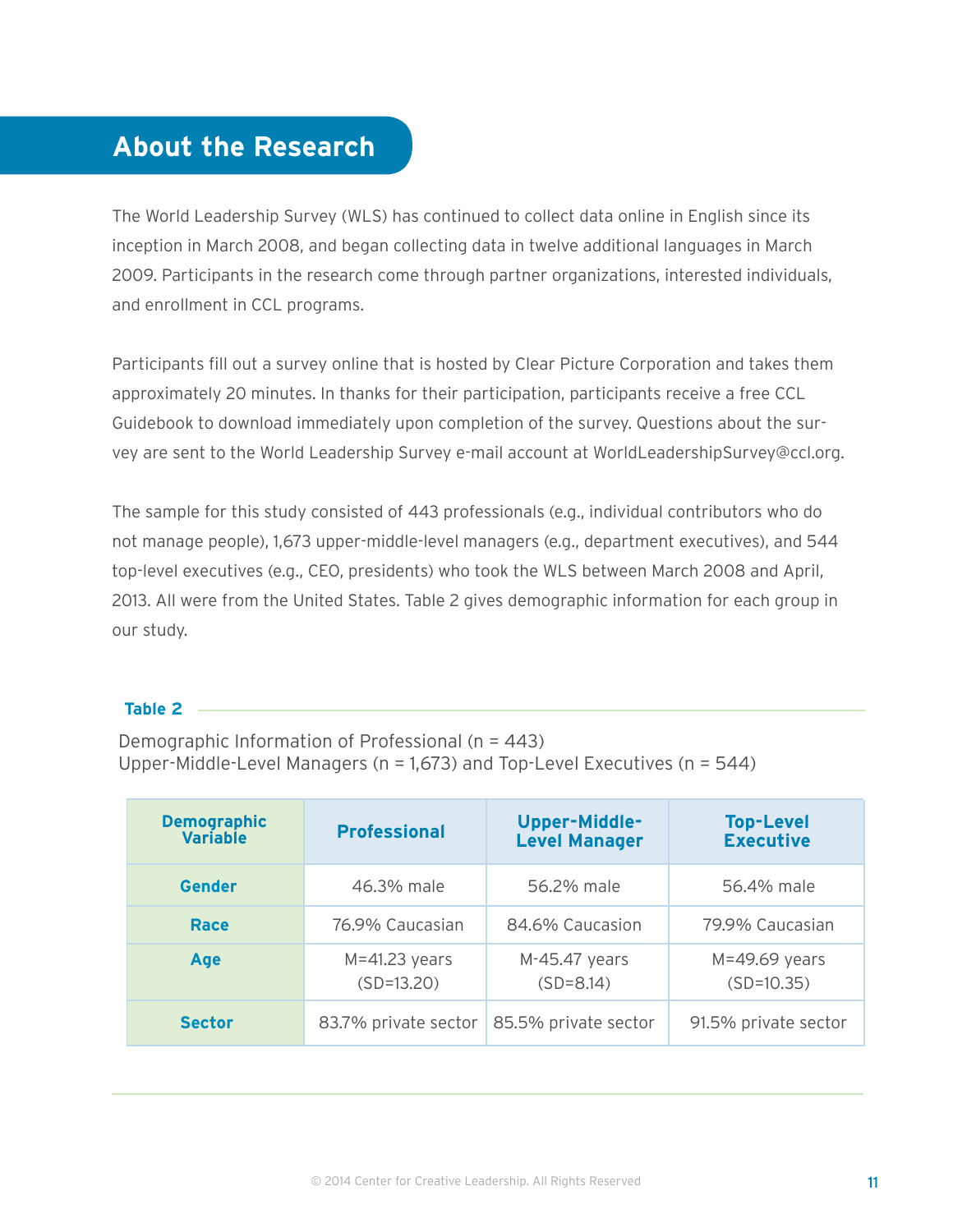## About the Research

The World Leadership Survey (WLS) has continued to collect data online in English since its inception in March 2008, and began collecting data in twelve additional languages in March 2009. Participants in the research come through partner organizations, interested individuals, and enrollment in CCL programs.

Participants fill out a survey online that is hosted by Clear Picture Corporation and takes them approximately 20 minutes. In thanks for their participation, participants receive a free CCL Guidebook to download immediately upon completion of the survey. Questions about the survey are sent to the World Leadership Survey e-mail account at WorldLeadershipSurvey@ccl.org.

The sample for this study consisted of 443 professionals (e.g., individual contributors who do not manage people), 1,673 upper-middle-level managers (e.g., department executives), and 544 top-level executives (e.g., CEO, presidents) who took the WLS between March 2008 and April, 2013. All were from the United States. Table 2 gives demographic information for each group in our study.

**Table 2**

Demographic Information of Professional (n = 443)
Upper-Middle-Level Managers (n = 1,673) and Top-Level Executives (n = 544)

| Demographic Variable | Professional | Upper-Middle-Level Manager | Top-Level Executive |
|---|---|---|---|
| **Gender** | 46.3% male | 56.2% male | 56.4% male |
| **Race** | 76.9% Caucasian | 84.6% Caucasion | 79.9% Caucasian |
| **Age** | M=41.23 years (SD=13.20) | M-45.47 years (SD=8.14) | M=49.69 years (SD=10.35) |
| **Sector** | 83.7% private sector | 85.5% private sector | 91.5% private sector |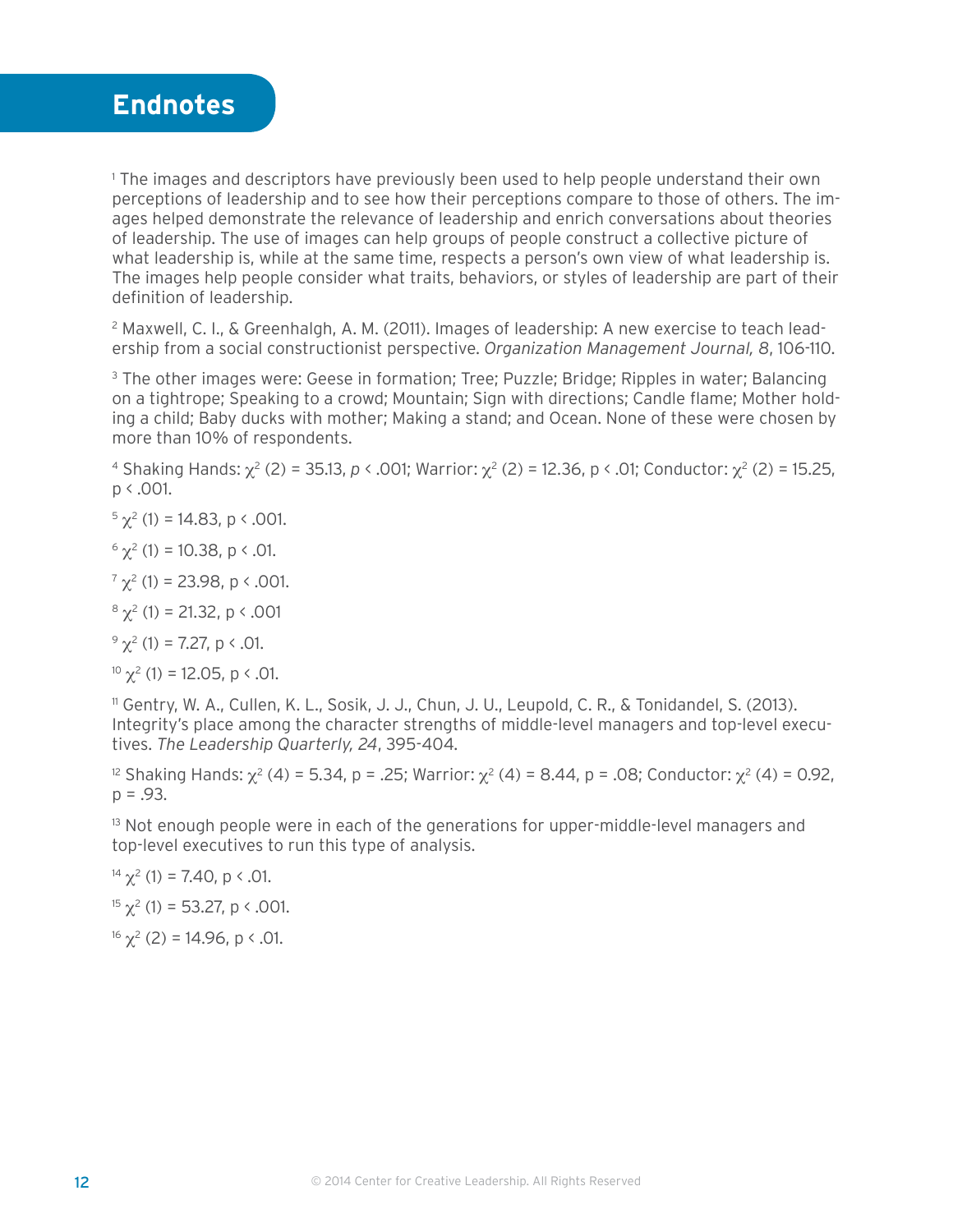# Endnotes

[1] The images and descriptors have previously been used to help people understand their own perceptions of leadership and to see how their perceptions compare to those of others. The images helped demonstrate the relevance of leadership and enrich conversations about theories of leadership. The use of images can help groups of people construct a collective picture of what leadership is, while at the same time, respects a person's own view of what leadership is. The images help people consider what traits, behaviors, or styles of leadership are part of their definition of leadership.

[2] Maxwell, C. I., & Greenhalgh, A. M. (2011). Images of leadership: A new exercise to teach leadership from a social constructionist perspective. *Organization Management Journal, 8*, 106-110.

[3] The other images were: Geese in formation; Tree; Puzzle; Bridge; Ripples in water; Balancing on a tightrope; Speaking to a crowd; Mountain; Sign with directions; Candle flame; Mother holding a child; Baby ducks with mother; Making a stand; and Ocean. None of these were chosen by more than 10% of respondents.

[4] Shaking Hands: $\chi^2$ (2) = 35.13, $p < .001$; Warrior: $\chi^2$ (2) = 12.36, $p < .01$; Conductor: $\chi^2$ (2) = 15.25, $p < .001$.

[5] $\chi^2$ (1) = 14.83, $p < .001$.

[6] $\chi^2$ (1) = 10.38, $p < .01$.

[7] $\chi^2$ (1) = 23.98, $p < .001$.

[8] $\chi^2$ (1) = 21.32, $p < .001$

[9] $\chi^2$ (1) = 7.27, $p < .01$.

[10] $\chi^2$ (1) = 12.05, $p < .01$.

[11] Gentry, W. A., Cullen, K. L., Sosik, J. J., Chun, J. U., Leupold, C. R., & Tonidandel, S. (2013). Integrity's place among the character strengths of middle-level managers and top-level executives. *The Leadership Quarterly, 24*, 395-404.

[12] Shaking Hands: $\chi^2$ (4) = 5.34, $p = .25$; Warrior: $\chi^2$ (4) = 8.44, $p = .08$; Conductor: $\chi^2$ (4) = 0.92, $p = .93$.

[13] Not enough people were in each of the generations for upper-middle-level managers and top-level executives to run this type of analysis.

[14] $\chi^2$ (1) = 7.40, $p < .01$.

[15] $\chi^2$ (1) = 53.27, $p < .001$.

[16] $\chi^2$ (2) = 14.96, $p < .01$.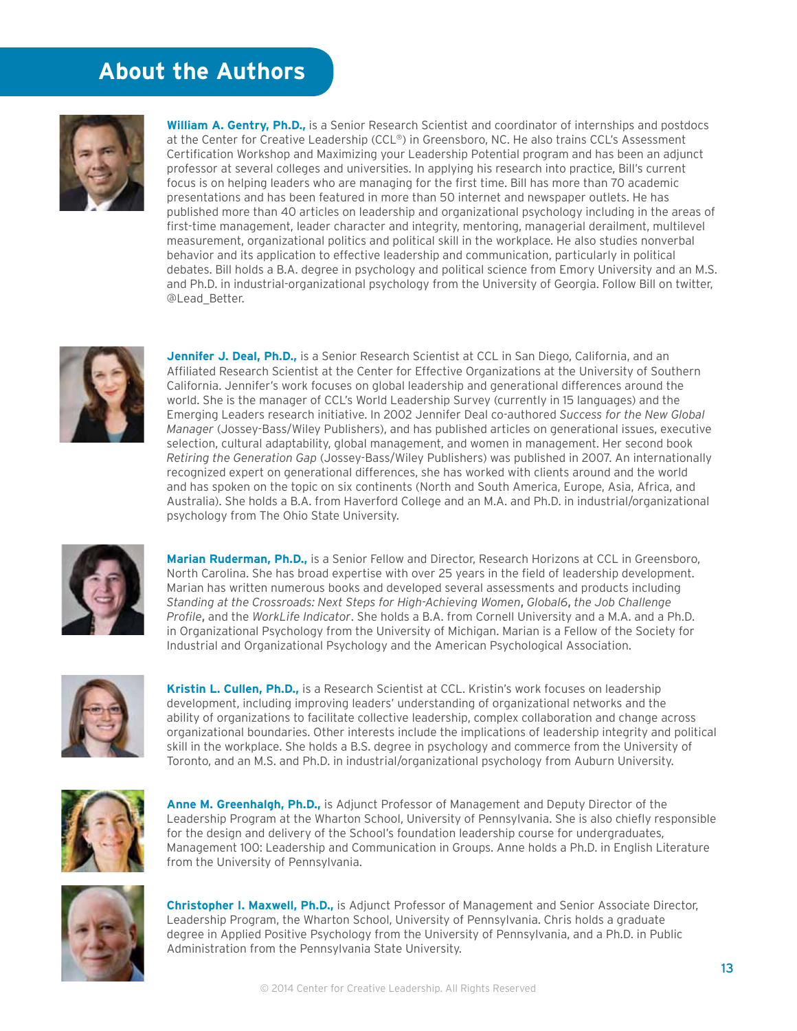# About the Authors

**William A. Gentry, Ph.D.,** is a Senior Research Scientist and coordinator of internships and postdocs at the Center for Creative Leadership (CCL®) in Greensboro, NC. He also trains CCL's Assessment Certification Workshop and Maximizing your Leadership Potential program and has been an adjunct professor at several colleges and universities. In applying his research into practice, Bill's current focus is on helping leaders who are managing for the first time. Bill has more than 70 academic presentations and has been featured in more than 50 internet and newspaper outlets. He has published more than 40 articles on leadership and organizational psychology including in the areas of first-time management, leader character and integrity, mentoring, managerial derailment, multilevel measurement, organizational politics and political skill in the workplace. He also studies nonverbal behavior and its application to effective leadership and communication, particularly in political debates. Bill holds a B.A. degree in psychology and political science from Emory University and an M.S. and Ph.D. in industrial-organizational psychology from the University of Georgia. Follow Bill on twitter, @Lead_Better.

**Jennifer J. Deal, Ph.D.,** is a Senior Research Scientist at CCL in San Diego, California, and an Affiliated Research Scientist at the Center for Effective Organizations at the University of Southern California. Jennifer's work focuses on global leadership and generational differences around the world. She is the manager of CCL's World Leadership Survey (currently in 15 languages) and the Emerging Leaders research initiative. In 2002 Jennifer Deal co-authored *Success for the New Global Manager* (Jossey-Bass/Wiley Publishers), and has published articles on generational issues, executive selection, cultural adaptability, global management, and women in management. Her second book *Retiring the Generation Gap* (Jossey-Bass/Wiley Publishers) was published in 2007. An internationally recognized expert on generational differences, she has worked with clients around and the world and has spoken on the topic on six continents (North and South America, Europe, Asia, Africa, and Australia). She holds a B.A. from Haverford College and an M.A. and Ph.D. in industrial/organizational psychology from The Ohio State University.

**Marian Ruderman, Ph.D.,** is a Senior Fellow and Director, Research Horizons at CCL in Greensboro, North Carolina. She has broad expertise with over 25 years in the field of leadership development. Marian has written numerous books and developed several assessments and products including *Standing at the Crossroads: Next Steps for High-Achieving Women*, *Global6*, *the Job Challenge Profile*, and the *WorkLife Indicator*. She holds a B.A. from Cornell University and a M.A. and a Ph.D. in Organizational Psychology from the University of Michigan. Marian is a Fellow of the Society for Industrial and Organizational Psychology and the American Psychological Association.

**Kristin L. Cullen, Ph.D.,** is a Research Scientist at CCL. Kristin's work focuses on leadership development, including improving leaders' understanding of organizational networks and the ability of organizations to facilitate collective leadership, complex collaboration and change across organizational boundaries. Other interests include the implications of leadership integrity and political skill in the workplace. She holds a B.S. degree in psychology and commerce from the University of Toronto, and an M.S. and Ph.D. in industrial/organizational psychology from Auburn University.

**Anne M. Greenhalgh, Ph.D.,** is Adjunct Professor of Management and Deputy Director of the Leadership Program at the Wharton School, University of Pennsylvania. She is also chiefly responsible for the design and delivery of the School's foundation leadership course for undergraduates, Management 100: Leadership and Communication in Groups. Anne holds a Ph.D. in English Literature from the University of Pennsylvania.

**Christopher I. Maxwell, Ph.D.,** is Adjunct Professor of Management and Senior Associate Director, Leadership Program, the Wharton School, University of Pennsylvania. Chris holds a graduate degree in Applied Positive Psychology from the University of Pennsylvania, and a Ph.D. in Public Administration from the Pennsylvania State University.

© 2014 Center for Creative Leadership. All Rights Reserved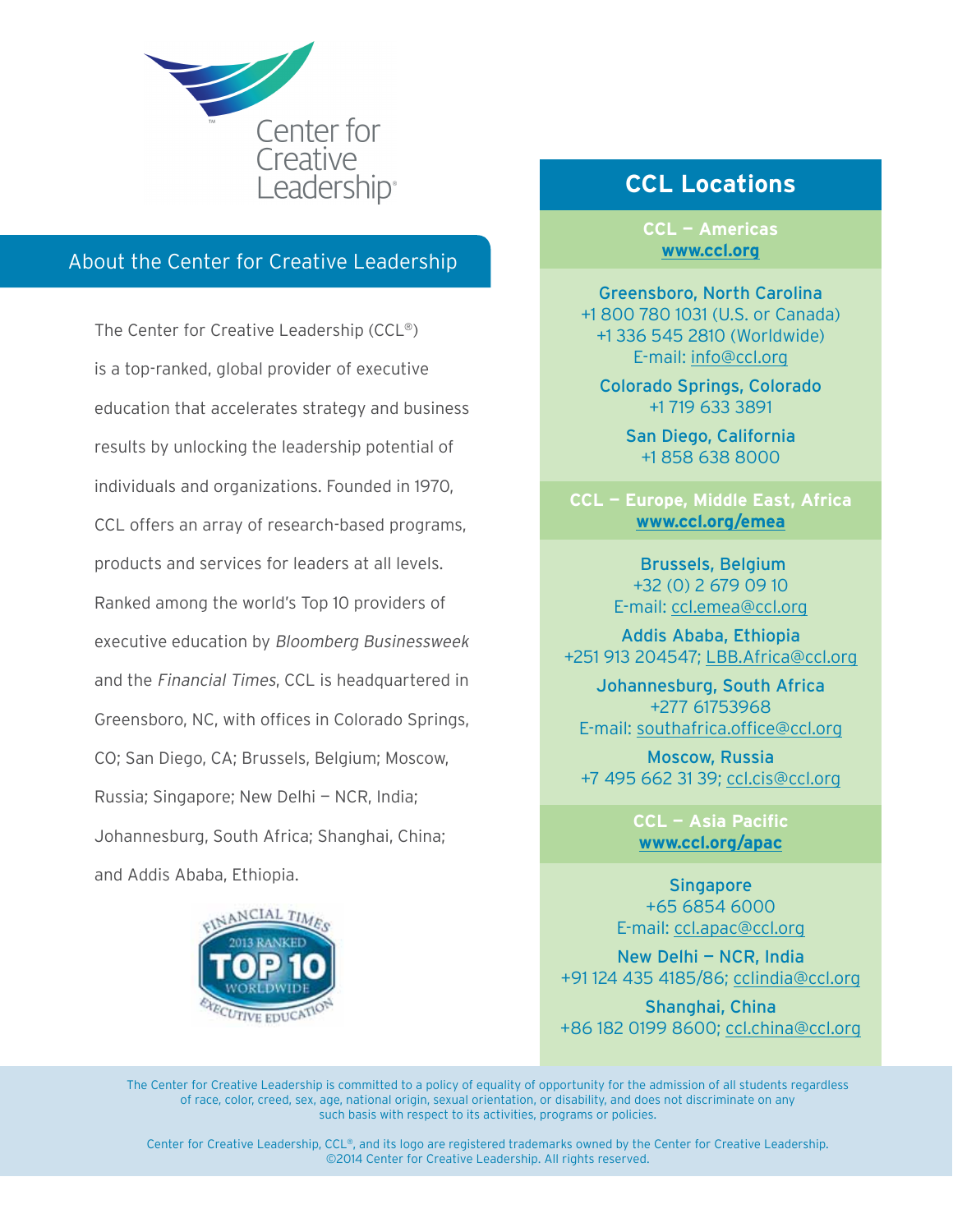Center for Creative Leadership

## About the Center for Creative Leadership

The Center for Creative Leadership (CCL®) is a top-ranked, global provider of executive education that accelerates strategy and business results by unlocking the leadership potential of individuals and organizations. Founded in 1970, CCL offers an array of research-based programs, products and services for leaders at all levels. Ranked among the world's Top 10 providers of executive education by *Bloomberg Businessweek* and the *Financial Times*, CCL is headquartered in Greensboro, NC, with offices in Colorado Springs, CO; San Diego, CA; Brussels, Belgium; Moscow, Russia; Singapore; New Delhi – NCR, India; Johannesburg, South Africa; Shanghai, China; and Addis Ababa, Ethiopia.

Financial Times 2013 Ranked TOP 10 Worldwide Executive Education

## CCL Locations

### CCL – Americas
www.ccl.org

**Greensboro, North Carolina**
+1 800 780 1031 (U.S. or Canada)
+1 336 545 2810 (Worldwide)
E-mail: info@ccl.org

**Colorado Springs, Colorado**
+1 719 633 3891

**San Diego, California**
+1 858 638 8000

### CCL – Europe, Middle East, Africa
www.ccl.org/emea

**Brussels, Belgium**
+32 (0) 2 679 09 10
E-mail: ccl.emea@ccl.org

**Addis Ababa, Ethiopia**
+251 913 204547; LBB.Africa@ccl.org

**Johannesburg, South Africa**
+277 61753968
E-mail: southafrica.office@ccl.org

**Moscow, Russia**
+7 495 662 31 39; ccl.cis@ccl.org

### CCL – Asia Pacific
www.ccl.org/apac

**Singapore**
+65 6854 6000
E-mail: ccl.apac@ccl.org

**New Delhi – NCR, India**
+91 124 435 4185/86; cclindia@ccl.org

**Shanghai, China**
+86 182 0199 8600; ccl.china@ccl.org

The Center for Creative Leadership is committed to a policy of equality of opportunity for the admission of all students regardless of race, color, creed, sex, age, national origin, sexual orientation, or disability, and does not discriminate on any such basis with respect to its activities, programs or policies.

Center for Creative Leadership, CCL®, and its logo are registered trademarks owned by the Center for Creative Leadership.
©2014 Center for Creative Leadership. All rights reserved.